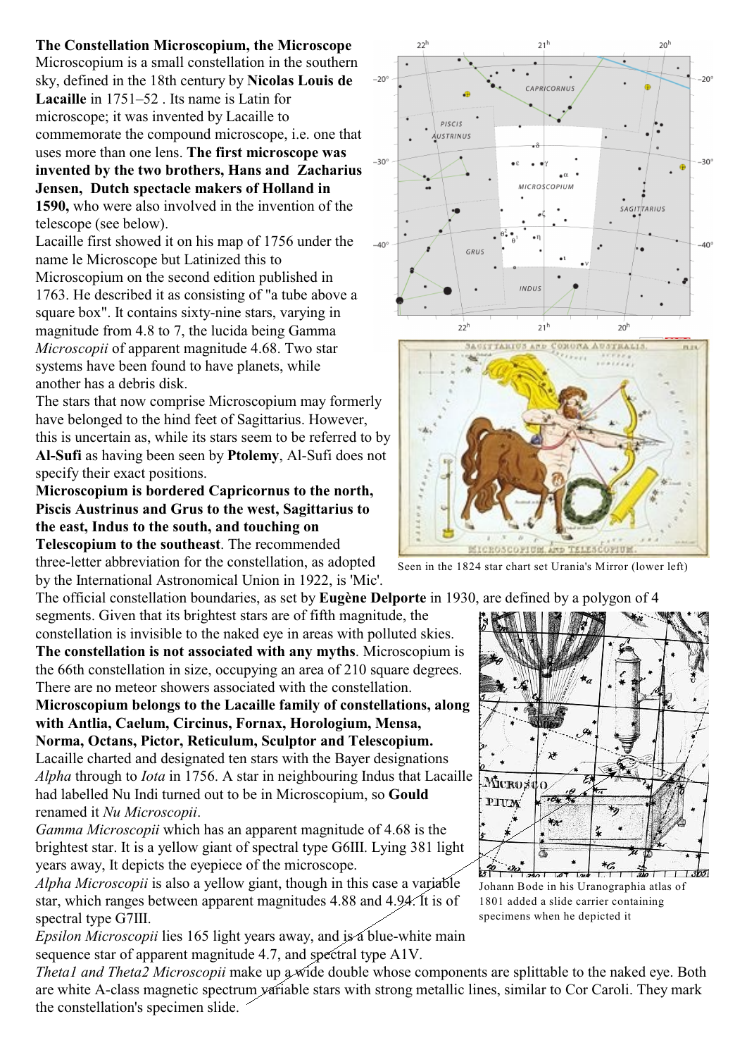**The Constellation Microscopium, the Microscope**

Microscopium is a small constellation in the southern sky, defined in the 18th century by **Nicolas Louis de Lacaille** in 1751–52 . Its name is Latin for microscope; it was invented by Lacaille to commemorate the compound microscope, i.e. one that uses more than one lens. **The first microscope was invented by the two brothers, Hans and Zacharius Jensen, Dutch spectacle makers of Holland in 1590,** who were also involved in the invention of the telescope (see below).

Lacaille first showed it on his map of 1756 under the name le Microscope but Latinized this to Microscopium on the second edition published in 1763. He described it as consisting of "a tube above a square box". It contains sixty-nine stars, varying in magnitude from 4.8 to 7, the lucida being Gamma *Microscopii* of apparent magnitude 4.68. Two star systems have been found to have planets, while another has a debris disk.

The stars that now comprise Microscopium may formerly have belonged to the hind feet of Sagittarius. However, this is uncertain as, while its stars seem to be referred to by **Al-Sufi** as having been seen by **Ptolemy**, Al-Sufi does not specify their exact positions.

**Microscopium is bordered Capricornus to the north, Piscis Austrinus and Grus to the west, Sagittarius to the east, Indus to the south, and touching on Telescopium to the southeast**. The recommended three-letter abbreviation for the constellation, as adopted by the International Astronomical Union in 1922, is 'Mic'.

Seen in the 1824 star chart set Urania's Mirror (lower left)

The official constellation boundaries, as set by **Eugène Delporte** in 1930, are defined by a polygon of 4 segments. Given that its brightest stars are of fifth magnitude, the constellation is invisible to the naked eye in areas with polluted skies.

**The constellation is not associated with any myths**. Microscopium is the 66th constellation in size, occupying an area of 210 square degrees. There are no meteor showers associated with the constellation.

**Microscopium belongs to the Lacaille family of constellations, along with Antlia, Caelum, Circinus, Fornax, Horologium, Mensa, Norma, Octans, Pictor, Reticulum, Sculptor and Telescopium.**

Lacaille charted and designated ten stars with the Bayer designations *Alpha* through to *Iota* in 1756. A star in neighbouring Indus that Lacaille had labelled Nu Indi turned out to be in Microscopium, so **Gould** renamed it *Nu Microscopii*.

*Gamma Microscopii* which has an apparent magnitude of 4.68 is the brightest star. It is a yellow giant of spectral type G6III. Lying 381 light years away, It depicts the eyepiece of the microscope.

*Alpha Microscopii* is also a yellow giant, though in this case a variable star, which ranges between apparent magnitudes 4.88 and 4.94. It is of spectral type G7III.

*Epsilon Microscopii* lies 165 light years away, and is a blue-white main sequence star of apparent magnitude 4.7, and spectral type A1V.

*Theta1 and Theta2 Microscopii* make up a wide double whose components are splittable to the naked eye. Both are white A-class magnetic spectrum variable stars with strong metallic lines, similar to Cor Caroli. They mark the constellation's specimen slide.

Johann Bode in his Uranographia atlas of 1801 added a slide carrier containing specimens when he depicted it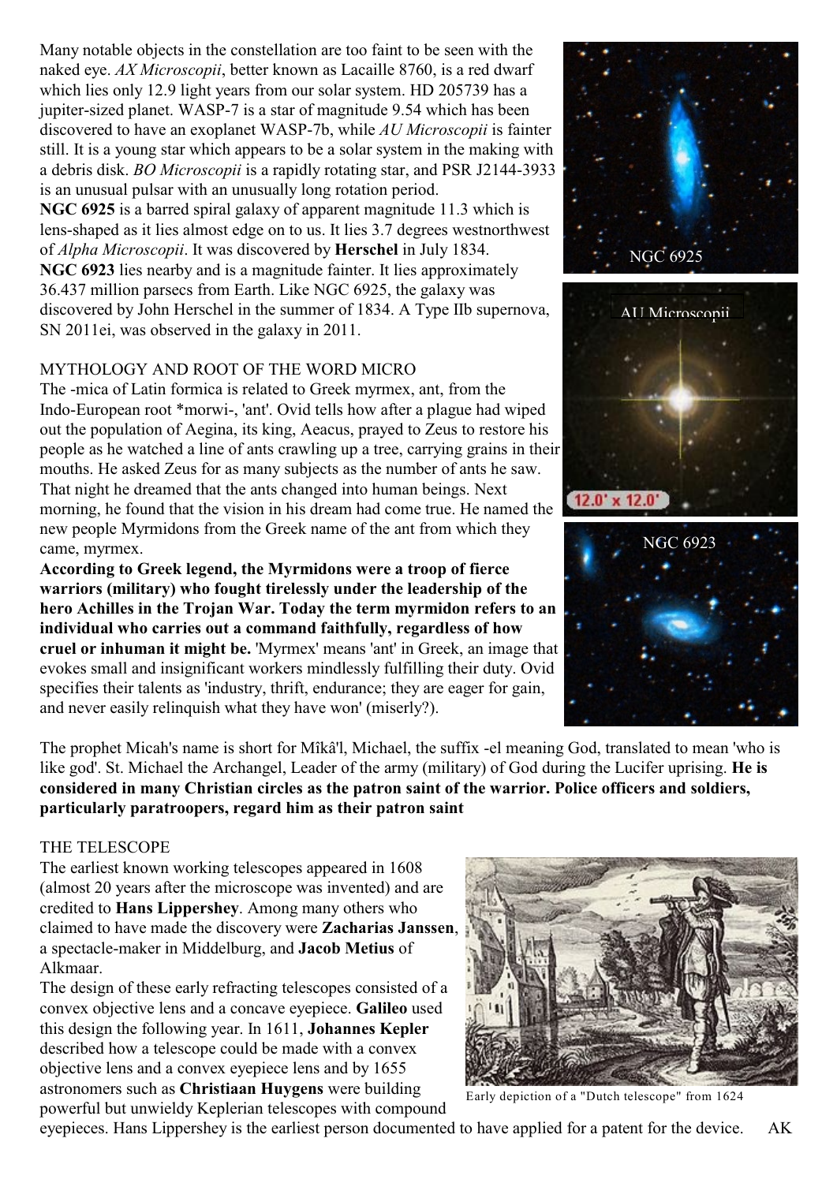Many notable objects in the constellation are too faint to be seen with the naked eye. *AX Microscopii*, better known as Lacaille 8760, is a red dwarf which lies only 12.9 light years from our solar system. HD 205739 has a jupiter-sized planet. WASP-7 is a star of magnitude 9.54 which has been discovered to have an exoplanet WASP-7b, while *AU Microscopii* is fainter still. It is a young star which appears to be a solar system in the making with a debris disk. *BO Microscopii* is a rapidly rotating star, and PSR J2144-3933 is an unusual pulsar with an unusually long rotation period.

**NGC 6925** is a barred spiral galaxy of apparent magnitude 11.3 which is lens-shaped as it lies almost edge on to us. It lies 3.7 degrees westnorthwest of *Alpha Microscopii*. It was discovered by **Herschel** in July 1834.

**NGC 6923** lies nearby and is a magnitude fainter. It lies approximately 36.437 million parsecs from Earth. Like NGC 6925, the galaxy was discovered by John Herschel in the summer of 1834. A Type IIb supernova, SN 2011ei, was observed in the galaxy in 2011.

NGC 6925

AU Microscopii

12.0' x 12.0'

NGC 6923

## MYTHOLOGY AND ROOT OF THE WORD MICRO

The -mica of Latin formica is related to Greek myrmex, ant, from the Indo-European root *morwi-, 'ant'. Ovid tells how after a plague had wiped out the population of Aegina, its king, Aeacus, prayed to Zeus to restore his people as he watched a line of ants crawling up a tree, carrying grains in their mouths. He asked Zeus for as many subjects as the number of ants he saw. That night he dreamed that the ants changed into human beings. Next morning, he found that the vision in his dream had come true. He named the new people Myrmidons from the Greek name of the ant from which they came, myrmex.

**According to Greek legend, the Myrmidons were a troop of fierce warriors (military) who fought tirelessly under the leadership of the hero Achilles in the Trojan War. Today the term myrmidon refers to an individual who carries out a command faithfully, regardless of how cruel or inhuman it might be.** 'Myrmex' means 'ant' in Greek, an image that evokes small and insignificant workers mindlessly fulfilling their duty. Ovid specifies their talents as 'industry, thrift, endurance; they are eager for gain, and never easily relinquish what they have won' (miserly?).

The prophet Micah's name is short for Mîkâ'l, Michael, the suffix -el meaning God, translated to mean 'who is like god'. St. Michael the Archangel, Leader of the army (military) of God during the Lucifer uprising. **He is considered in many Christian circles as the patron saint of the warrior. Police officers and soldiers, particularly paratroopers, regard him as their patron saint**

## THE TELESCOPE

The earliest known working telescopes appeared in 1608 (almost 20 years after the microscope was invented) and are credited to **Hans Lippershey**. Among many others who claimed to have made the discovery were **Zacharias Janssen**, a spectacle-maker in Middelburg, and **Jacob Metius** of Alkmaar.

The design of these early refracting telescopes consisted of a convex objective lens and a concave eyepiece. **Galileo** used this design the following year. In 1611, **Johannes Kepler** described how a telescope could be made with a convex objective lens and a convex eyepiece lens and by 1655 astronomers such as **Christiaan Huygens** were building powerful but unwieldy Keplerian telescopes with compound eyepieces. Hans Lippershey is the earliest person documented to have applied for a patent for the device. AK

Early depiction of a "Dutch telescope" from 1624